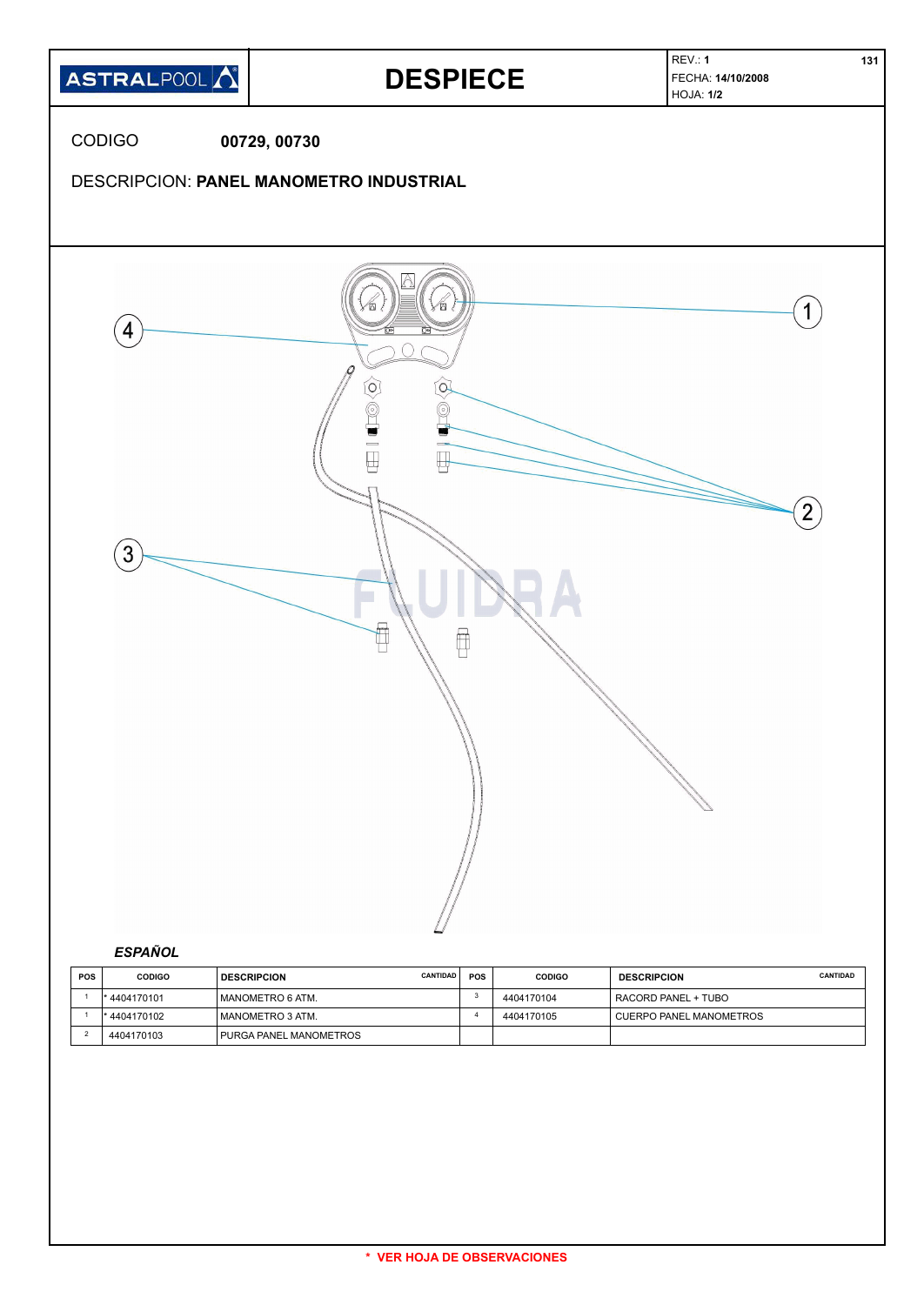# DESPIECE

ASTRALPOOL

REV.: **1**
FECHA: **14/10/2008**
HOJA: **1/2**

CODIGO **00729, 00730**

DESCRIPCION: **PANEL MANOMETRO INDUSTRIAL**

*ESPAÑOL*

| POS | CODIGO | DESCRIPCION | CANTIDAD | POS | CODIGO | DESCRIPCION | CANTIDAD |
|---|---|---|---|---|---|---|---|
| 1 | * 4404170101 | MANOMETRO 6 ATM. | | 3 | 4404170104 | RACORD PANEL + TUBO | |
| 1 | * 4404170102 | MANOMETRO 3 ATM. | | 4 | 4404170105 | CUERPO PANEL MANOMETROS | |
| 2 | 4404170103 | PURGA PANEL MANOMETROS | | | | | |

\* VER HOJA DE OBSERVACIONES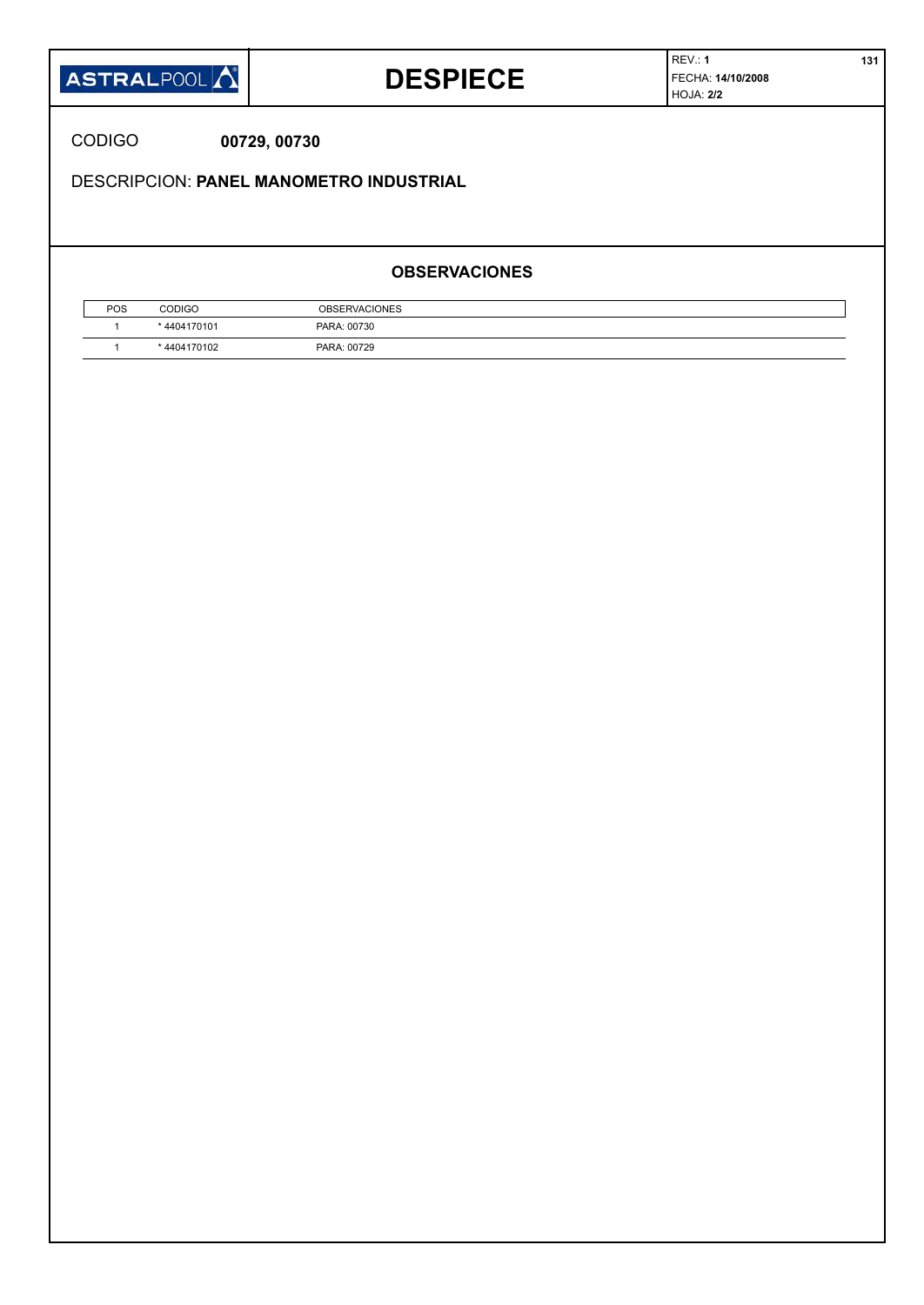| ASTRALPOOL | **DESPIECE** | REV.: **1**<br>FECHA: **14/10/2008**<br>HOJA: **2/2** |
|---|---|---|

CODIGO **00729, 00730**

DESCRIPCION: **PANEL MANOMETRO INDUSTRIAL**

## OBSERVACIONES

| POS | CODIGO | OBSERVACIONES |
|---|---|---|
| 1 | * 4404170101 | PARA: 00730 |
| 1 | * 4404170102 | PARA: 00729 |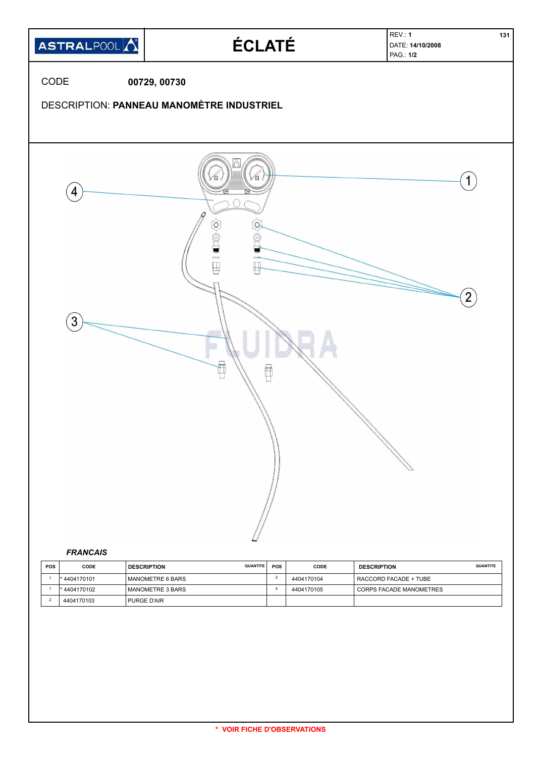ASTRALPOOL

# ÉCLATÉ

REV.: **1**
DATE: **14/10/2008**
PAG.: **1/2**

CODE **00729, 00730**

DESCRIPTION: **PANNEAU MANOMÈTRE INDUSTRIEL**

***FRANCAIS***

| POS | CODE | DESCRIPTION | QUANTITE | POS | CODE | DESCRIPTION | QUANTITE |
|---|---|---|---|---|---|---|---|
| 1 | * 4404170101 | MANOMETRE 6 BARS | | 3 | 4404170104 | RACCORD FACADE + TUBE | |
| 1 | * 4404170102 | MANOMETRE 3 BARS | | 4 | 4404170105 | CORPS FACADE MANOMETRES | |
| 2 | 4404170103 | PURGE D'AIR | | | | | |

**\* VOIR FICHE D'OBSERVATIONS**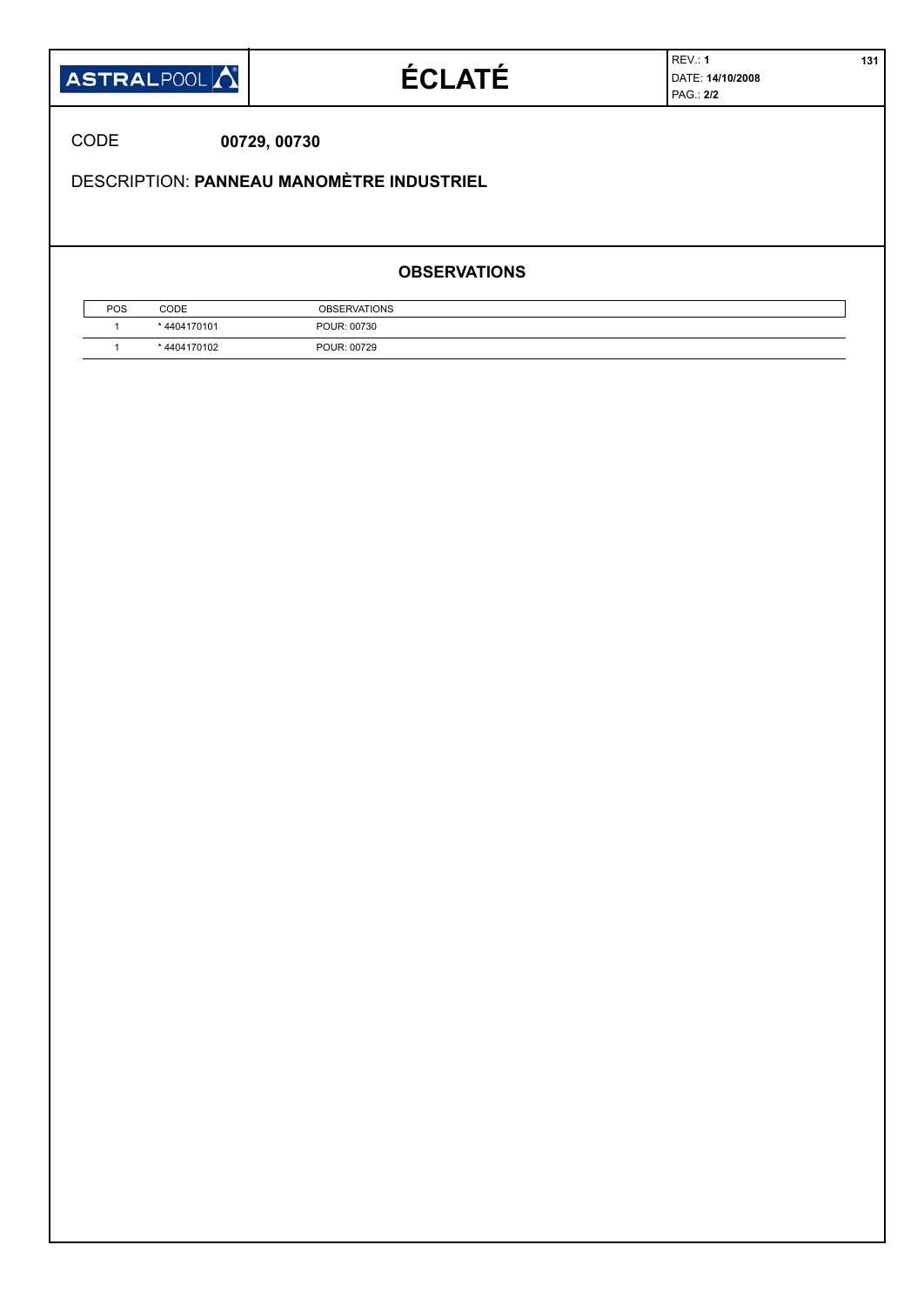| ASTRALPOOL | ÉCLATÉ | REV.: **1** DATE: **14/10/2008** PAG.: **2/2** |
|---|---|---|

CODE **00729, 00730**

DESCRIPTION: **PANNEAU MANOMÈTRE INDUSTRIEL**

## OBSERVATIONS

| POS | CODE | OBSERVATIONS |
|---|---|---|
| 1 | * 4404170101 | POUR: 00730 |
| 1 | * 4404170102 | POUR: 00729 |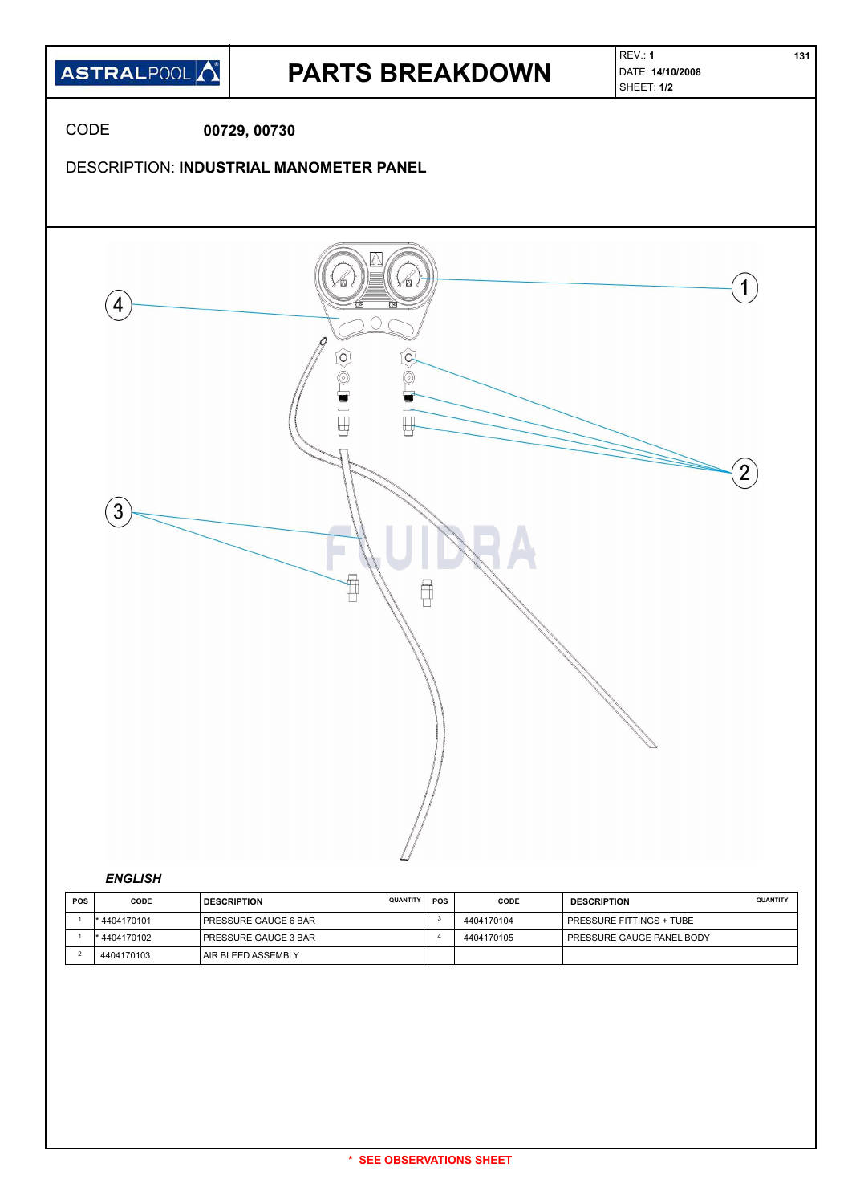# PARTS BREAKDOWN

REV.: **1**
DATE: **14/10/2008**
SHEET: **1/2**

CODE **00729, 00730**

DESCRIPTION: **INDUSTRIAL MANOMETER PANEL**

*ENGLISH*

| POS | CODE | DESCRIPTION | QUANTITY | POS | CODE | DESCRIPTION | QUANTITY |
|---|---|---|---|---|---|---|---|
| 1 | * 4404170101 | PRESSURE GAUGE 6 BAR | | 3 | 4404170104 | PRESSURE FITTINGS + TUBE | |
| 1 | * 4404170102 | PRESSURE GAUGE 3 BAR | | 4 | 4404170105 | PRESSURE GAUGE PANEL BODY | |
| 2 | 4404170103 | AIR BLEED ASSEMBLY | | | | | |

\* SEE OBSERVATIONS SHEET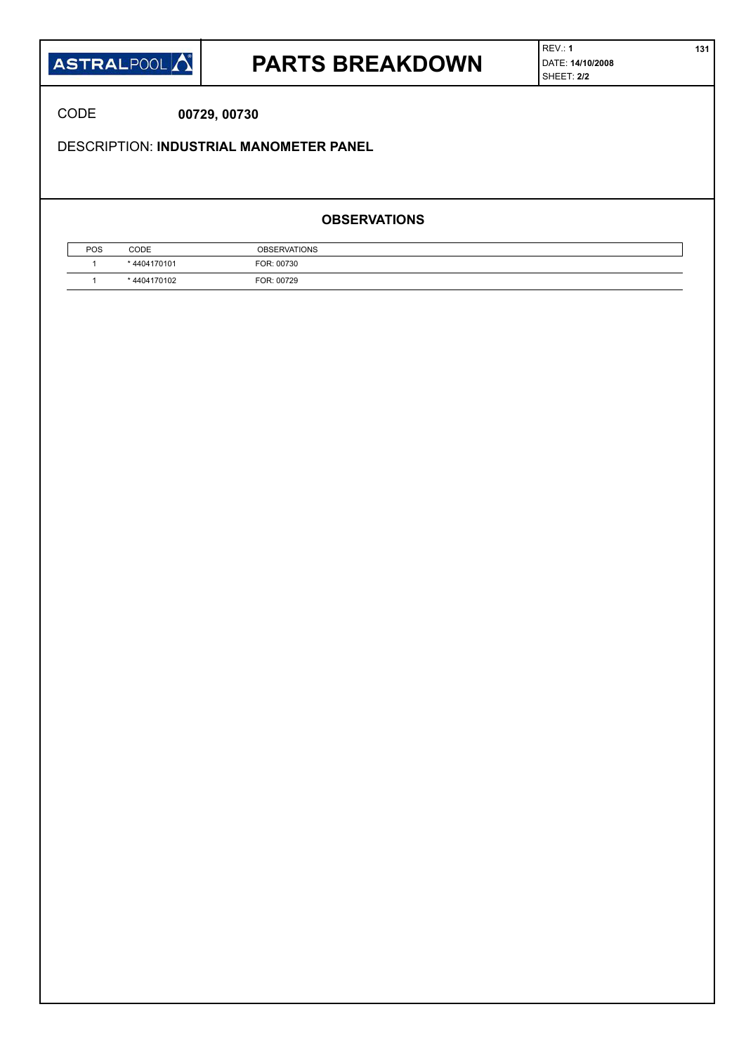# PARTS BREAKDOWN

REV.: **1**
DATE: **14/10/2008**
SHEET: **2/2**

CODE **00729, 00730**

DESCRIPTION: **INDUSTRIAL MANOMETER PANEL**

## OBSERVATIONS

| POS | CODE | OBSERVATIONS |
|---|---|---|
| 1 | * 4404170101 | FOR: 00730 |
| 1 | * 4404170102 | FOR: 00729 |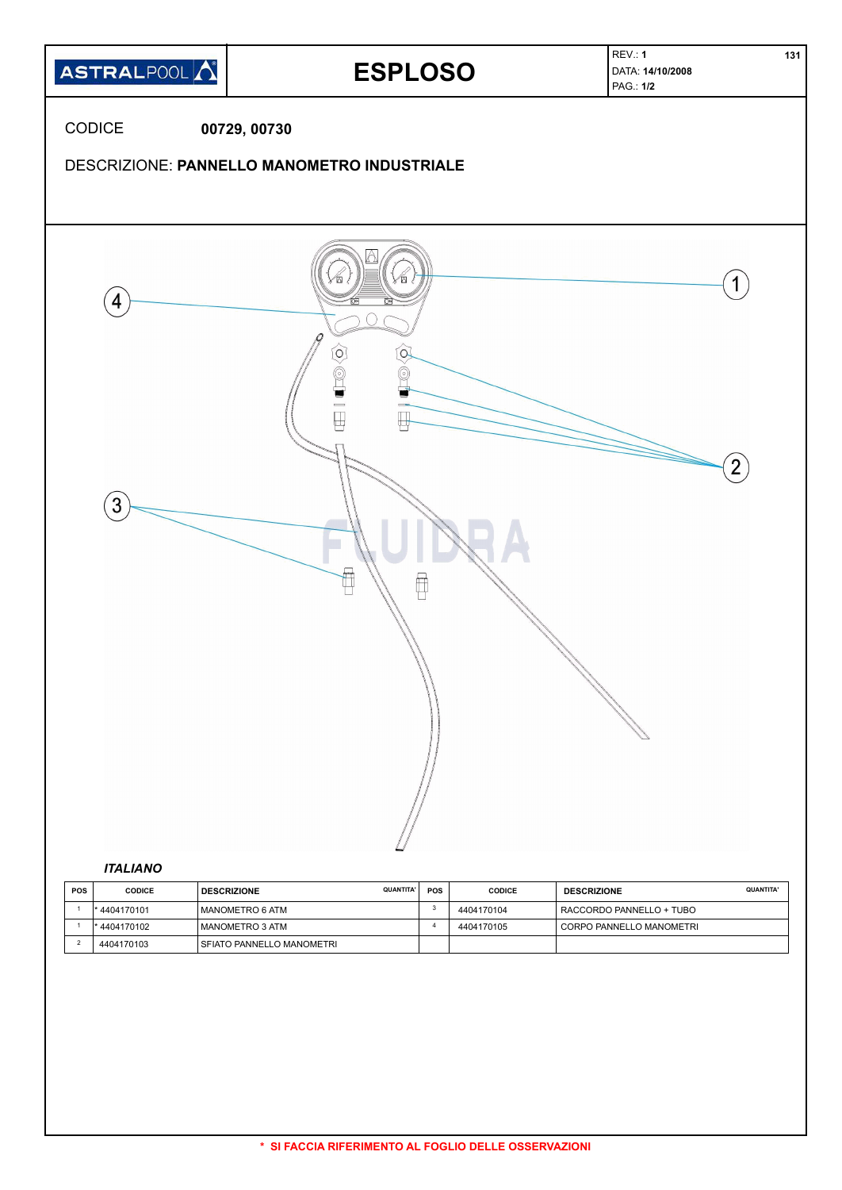| ASTRALPOOL | ESPLOSO | REV.: **1** DATA: **14/10/2008** PAG.: **1/2** |
|---|---|---|

CODICE **00729, 00730**

DESCRIZIONE: **PANNELLO MANOMETRO INDUSTRIALE**

*ITALIANO*

| POS | CODICE | DESCRIZIONE | QUANTITA' | POS | CODICE | DESCRIZIONE | QUANTITA' |
|---|---|---|---|---|---|---|---|
| 1 | * 4404170101 | MANOMETRO 6 ATM | | 3 | 4404170104 | RACCORDO PANNELLO + TUBO | |
| 1 | * 4404170102 | MANOMETRO 3 ATM | | 4 | 4404170105 | CORPO PANNELLO MANOMETRI | |
| 2 | 4404170103 | SFIATO PANNELLO MANOMETRI | | | | | |

**\* SI FACCIA RIFERIMENTO AL FOGLIO DELLE OSSERVAZIONI**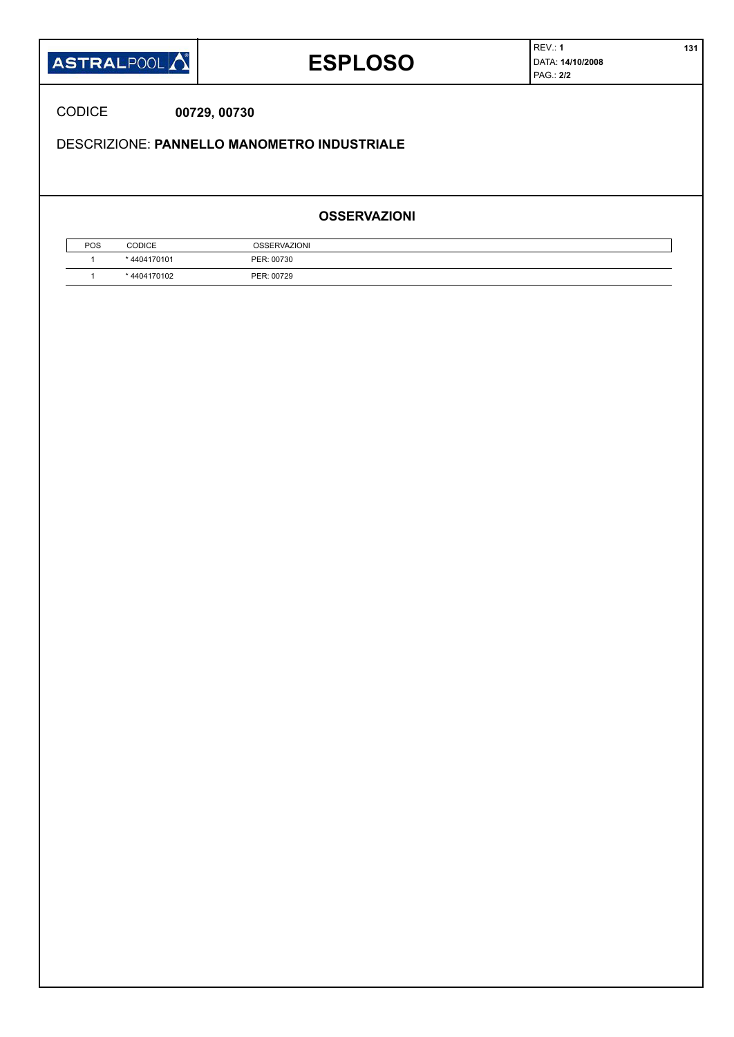# ESPLOSO

REV.: **1**
DATA: **14/10/2008**

CODICE **00729, 00730**

DESCRIZIONE: **PANNELLO MANOMETRO INDUSTRIALE**

## OSSERVAZIONI

| POS | CODICE | OSSERVAZIONI |
|---|---|---|
| 1 | * 4404170101 | PER: 00730 |
| 1 | * 4404170102 | PER: 00729 |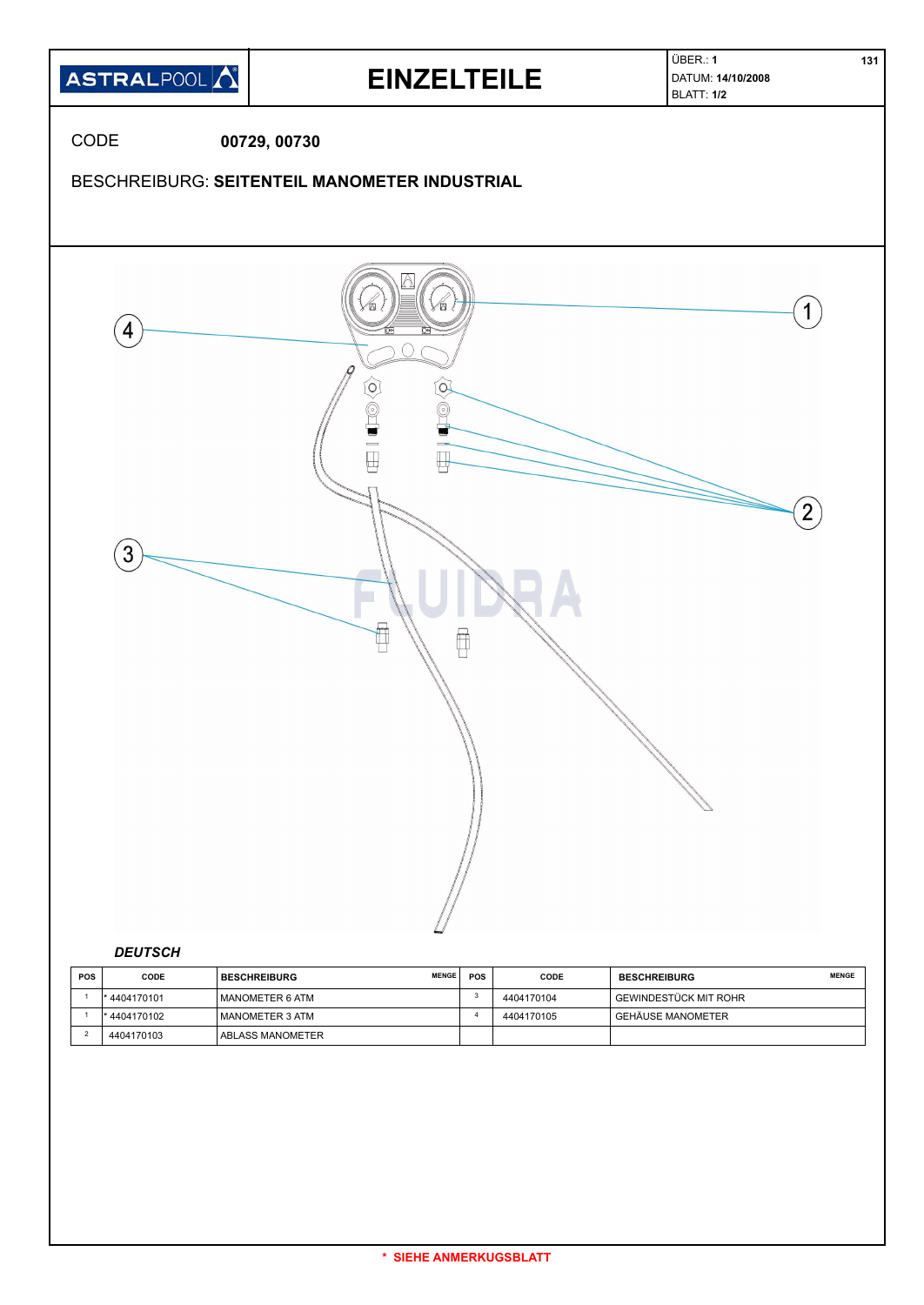# EINZELTEILE

ÜBER.: **1**
DATUM: **14/10/2008**
BLATT: **1/2**

CODE **00729, 00730**

BESCHREIBURG: **SEITENTEIL MANOMETER INDUSTRIAL**

*DEUTSCH*

| POS | CODE | BESCHREIBURG | MENGE | POS | CODE | BESCHREIBURG | MENGE |
|---|---|---|---|---|---|---|---|
| 1 | * 4404170101 | MANOMETER 6 ATM | | 3 | 4404170104 | GEWINDESTÜCK MIT ROHR | |
| 1 | * 4404170102 | MANOMETER 3 ATM | | 4 | 4404170105 | GEHÄUSE MANOMETER | |
| 2 | 4404170103 | ABLASS MANOMETER | | | | | |

**\* SIEHE ANMERKUGSBLATT**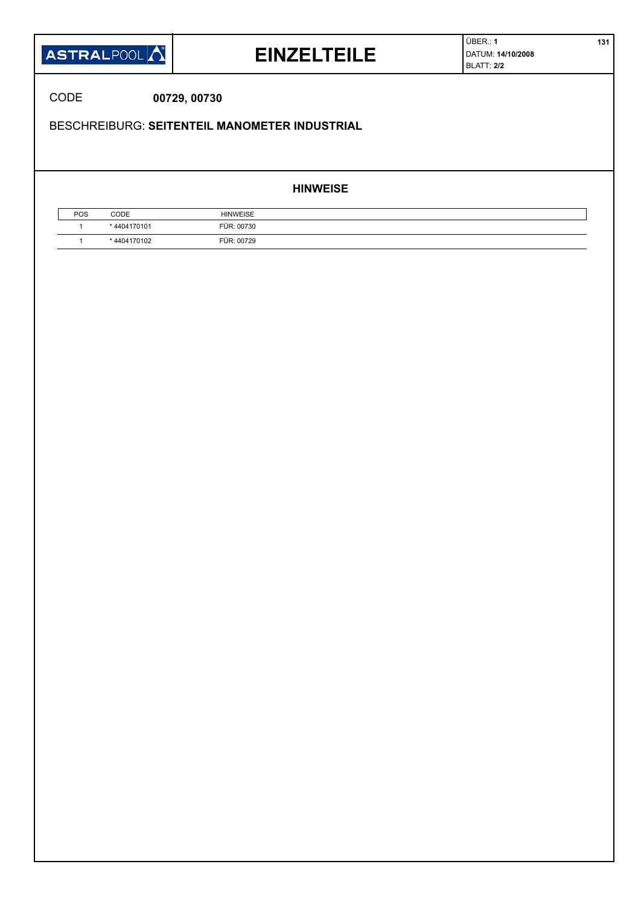| ASTRALPOOL | EINZELTEILE | ÜBER.: **1** DATUM: **14/10/2008** BLATT: **2/2** |
|---|---|---|

CODE **00729, 00730**

BESCHREIBURG: **SEITENTEIL MANOMETER INDUSTRIAL**

## HINWEISE

| POS | CODE | HINWEISE |
|---|---|---|
| 1 | * 4404170101 | FÜR: 00730 |
| 1 | * 4404170102 | FÜR: 00729 |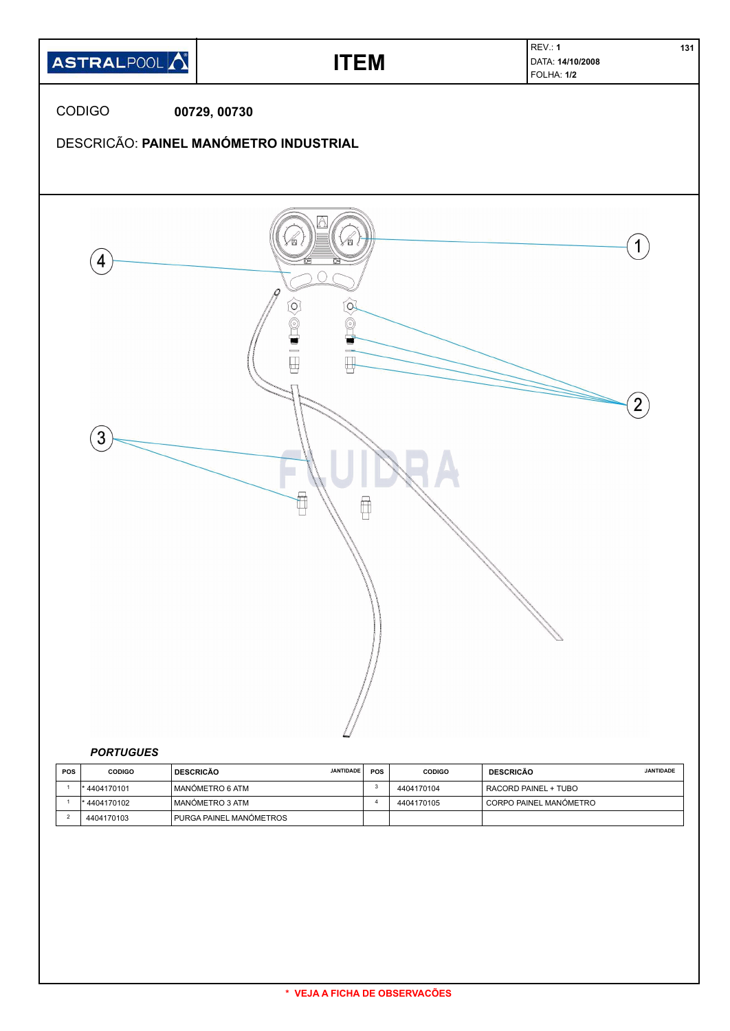| ASTRALPOOL | ITEM | REV.: **1** <br> DATA: **14/10/2008** <br> FOLHA: **1/2** |
|---|---|---|

CODIGO **00729, 00730**

DESCRICÃO: **PAINEL MANÓMETRO INDUSTRIAL**

***PORTUGUES***

| POS | CODIGO | DESCRICÃO | JANTIDADE | POS | CODIGO | DESCRICÃO | JANTIDADE |
|---|---|---|---|---|---|---|---|
| 1 | * 4404170101 | MANÓMETRO 6 ATM | | 3 | 4404170104 | RACORD PAINEL + TUBO | |
| 1 | * 4404170102 | MANÓMETRO 3 ATM | | 4 | 4404170105 | CORPO PAINEL MANÓMETRO | |
| 2 | 4404170103 | PURGA PAINEL MANÓMETROS | | | | | |

**\* VEJA A FICHA DE OBSERVACÕES**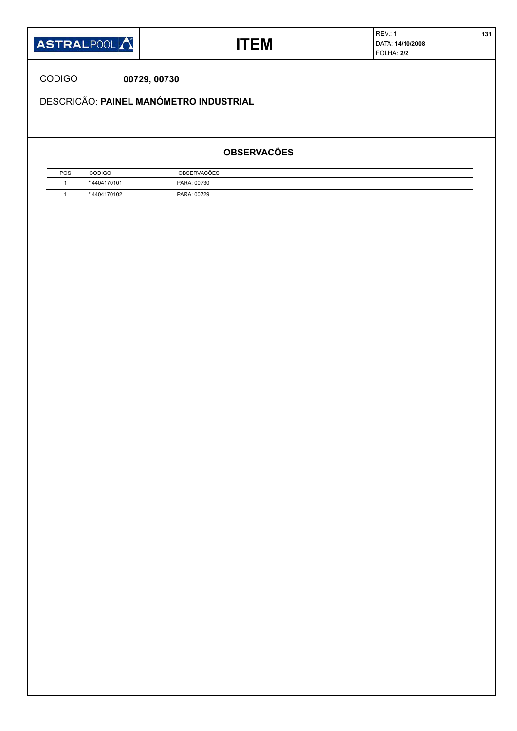ASTRALPOOL

# ITEM

REV.: **1**
DATA: **14/10/2008**
FOLHA: **2/2**

CODIGO **00729, 00730**

DESCRICÃO: **PAINEL MANÓMETRO INDUSTRIAL**

## OBSERVACÕES

| POS | CODIGO | OBSERVACÕES |
|---|---|---|
| 1 | * 4404170101 | PARA: 00730 |
| 1 | * 4404170102 | PARA: 00729 |